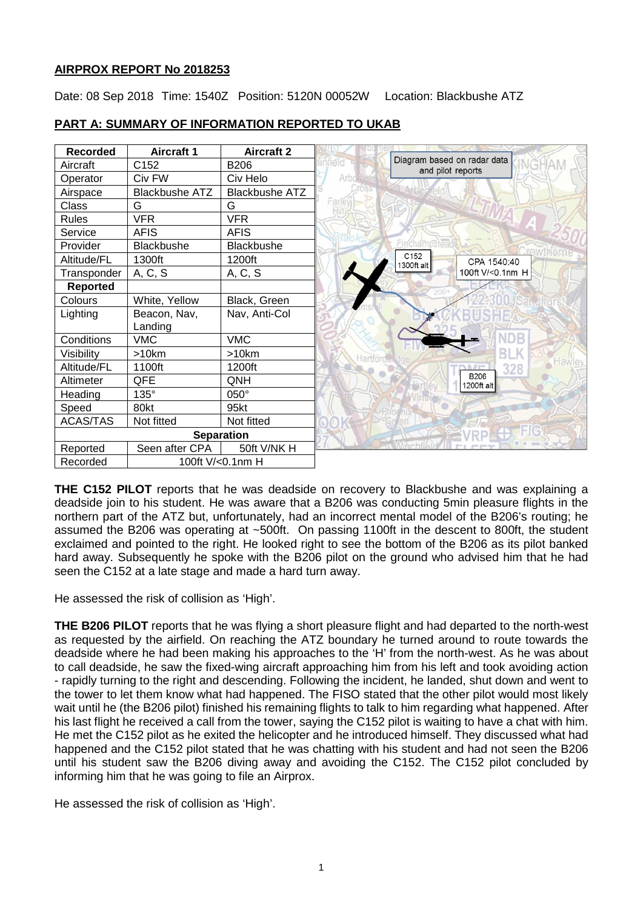## AIRPROX REPORT No 2018253

Date: 08 Sep 2018 Time: 1540Z Position: 5120N 00052W Location: Blackbushe ATZ

### PART A: SUMMARY OF INFORMATION REPORTED TO UKAB

| Recorded | Aircraft 1 | Aircraft 2 |
|---|---|---|
| Aircraft | C152 | B206 |
| Operator | Civ FW | Civ Helo |
| Airspace | Blackbushe ATZ | Blackbushe ATZ |
| Class | G | G |
| Rules | VFR | VFR |
| Service | AFIS | AFIS |
| Provider | Blackbushe | Blackbushe |
| Altitude/FL | 1300ft | 1200ft |
| Transponder | A, C, S | A, C, S |
| **Reported** | | |
| Colours | White, Yellow | Black, Green |
| Lighting | Beacon, Nav, Landing | Nav, Anti-Col |
| Conditions | VMC | VMC |
| Visibility | >10km | >10km |
| Altitude/FL | 1100ft | 1200ft |
| Altimeter | QFE | QNH |
| Heading | 135° | 050° |
| Speed | 80kt | 95kt |
| ACAS/TAS | Not fitted | Not fitted |
| **Separation** | | |
| Reported | Seen after CPA | 50ft V/NK H |
| Recorded | 100ft V/<0.1nm H | |

Diagram based on radar data and pilot reports

C152 1300ft alt

CPA 1540:40 100ft V/<0.1nm H

B206 1200ft alt

**THE C152 PILOT** reports that he was deadside on recovery to Blackbushe and was explaining a deadside join to his student. He was aware that a B206 was conducting 5min pleasure flights in the northern part of the ATZ but, unfortunately, had an incorrect mental model of the B206's routing; he assumed the B206 was operating at ~500ft. On passing 1100ft in the descent to 800ft, the student exclaimed and pointed to the right. He looked right to see the bottom of the B206 as its pilot banked hard away. Subsequently he spoke with the B206 pilot on the ground who advised him that he had seen the C152 at a late stage and made a hard turn away.

He assessed the risk of collision as 'High'.

**THE B206 PILOT** reports that he was flying a short pleasure flight and had departed to the north-west as requested by the airfield. On reaching the ATZ boundary he turned around to route towards the deadside where he had been making his approaches to the 'H' from the north-west. As he was about to call deadside, he saw the fixed-wing aircraft approaching him from his left and took avoiding action - rapidly turning to the right and descending. Following the incident, he landed, shut down and went to the tower to let them know what had happened. The FISO stated that the other pilot would most likely wait until he (the B206 pilot) finished his remaining flights to talk to him regarding what happened. After his last flight he received a call from the tower, saying the C152 pilot is waiting to have a chat with him. He met the C152 pilot as he exited the helicopter and he introduced himself. They discussed what had happened and the C152 pilot stated that he was chatting with his student and had not seen the B206 until his student saw the B206 diving away and avoiding the C152. The C152 pilot concluded by informing him that he was going to file an Airprox.

He assessed the risk of collision as 'High'.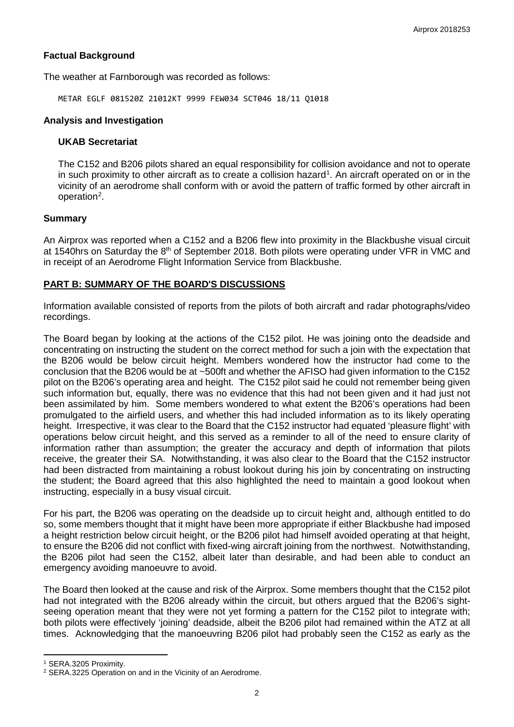## Factual Background

The weather at Farnborough was recorded as follows:

```
METAR EGLF 081520Z 21012KT 9999 FEW034 SCT046 18/11 Q1018
```

## Analysis and Investigation

### UKAB Secretariat

The C152 and B206 pilots shared an equal responsibility for collision avoidance and not to operate in such proximity to other aircraft as to create a collision hazard[1]. An aircraft operated on or in the vicinity of an aerodrome shall conform with or avoid the pattern of traffic formed by other aircraft in operation[2].

## Summary

An Airprox was reported when a C152 and a B206 flew into proximity in the Blackbushe visual circuit at 1540hrs on Saturday the 8th of September 2018. Both pilots were operating under VFR in VMC and in receipt of an Aerodrome Flight Information Service from Blackbushe.

## PART B: SUMMARY OF THE BOARD'S DISCUSSIONS

Information available consisted of reports from the pilots of both aircraft and radar photographs/video recordings.

The Board began by looking at the actions of the C152 pilot. He was joining onto the deadside and concentrating on instructing the student on the correct method for such a join with the expectation that the B206 would be below circuit height. Members wondered how the instructor had come to the conclusion that the B206 would be at ~500ft and whether the AFISO had given information to the C152 pilot on the B206's operating area and height. The C152 pilot said he could not remember being given such information but, equally, there was no evidence that this had not been given and it had just not been assimilated by him. Some members wondered to what extent the B206's operations had been promulgated to the airfield users, and whether this had included information as to its likely operating height. Irrespective, it was clear to the Board that the C152 instructor had equated 'pleasure flight' with operations below circuit height, and this served as a reminder to all of the need to ensure clarity of information rather than assumption; the greater the accuracy and depth of information that pilots receive, the greater their SA. Notwithstanding, it was also clear to the Board that the C152 instructor had been distracted from maintaining a robust lookout during his join by concentrating on instructing the student; the Board agreed that this also highlighted the need to maintain a good lookout when instructing, especially in a busy visual circuit.

For his part, the B206 was operating on the deadside up to circuit height and, although entitled to do so, some members thought that it might have been more appropriate if either Blackbushe had imposed a height restriction below circuit height, or the B206 pilot had himself avoided operating at that height, to ensure the B206 did not conflict with fixed-wing aircraft joining from the northwest. Notwithstanding, the B206 pilot had seen the C152, albeit later than desirable, and had been able to conduct an emergency avoiding manoeuvre to avoid.

The Board then looked at the cause and risk of the Airprox. Some members thought that the C152 pilot had not integrated with the B206 already within the circuit, but others argued that the B206's sight-seeing operation meant that they were not yet forming a pattern for the C152 pilot to integrate with; both pilots were effectively 'joining' deadside, albeit the B206 pilot had remained within the ATZ at all times. Acknowledging that the manoeuvring B206 pilot had probably seen the C152 as early as the

---

[1] SERA.3205 Proximity.

[2] SERA.3225 Operation on and in the Vicinity of an Aerodrome.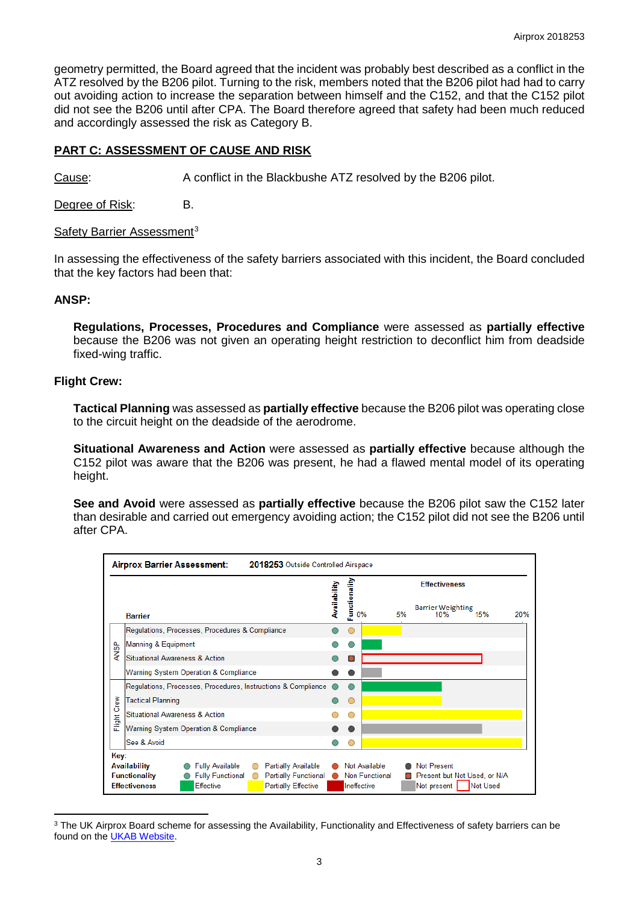geometry permitted, the Board agreed that the incident was probably best described as a conflict in the ATZ resolved by the B206 pilot. Turning to the risk, members noted that the B206 pilot had had to carry out avoiding action to increase the separation between himself and the C152, and that the C152 pilot did not see the B206 until after CPA. The Board therefore agreed that safety had been much reduced and accordingly assessed the risk as Category B.

## PART C: ASSESSMENT OF CAUSE AND RISK

Cause: A conflict in the Blackbushe ATZ resolved by the B206 pilot.

Degree of Risk: B.

Safety Barrier Assessment[3]

In assessing the effectiveness of the safety barriers associated with this incident, the Board concluded that the key factors had been that:

**ANSP:**

**Regulations, Processes, Procedures and Compliance** were assessed as **partially effective** because the B206 was not given an operating height restriction to deconflict him from deadside fixed-wing traffic.

**Flight Crew:**

**Tactical Planning** was assessed as **partially effective** because the B206 pilot was operating close to the circuit height on the deadside of the aerodrome.

**Situational Awareness and Action** were assessed as **partially effective** because although the C152 pilot was aware that the B206 was present, he had a flawed mental model of its operating height.

**See and Avoid** were assessed as **partially effective** because the B206 pilot saw the C152 later than desirable and carried out emergency avoiding action; the C152 pilot did not see the B206 until after CPA.

**Airprox Barrier Assessment:** **2018253** Outside Controlled Airspace

Barrier
Availability
Functionality
Effectiveness
Barrier Weighting
0% 5% 10% 15% 20%

ANSP
Regulations, Processes, Procedures & Compliance
Manning & Equipment
Situational Awareness & Action
Warning System Operation & Compliance

Flight Crew
Regulations, Processes, Procedures, Instructions & Compliance
Tactical Planning
Situational Awareness & Action
Warning System Operation & Compliance
See & Avoid

Key:
Availability: Fully Available, Partially Available, Not Available, Not Present
Functionality: Fully Functional, Partially Functional, Non Functional, Present but Not Used, or N/A
Effectiveness: Effective, Partially Effective, Ineffective, Not present, Not Used

---

[3] The UK Airprox Board scheme for assessing the Availability, Functionality and Effectiveness of safety barriers can be found on the UKAB Website.